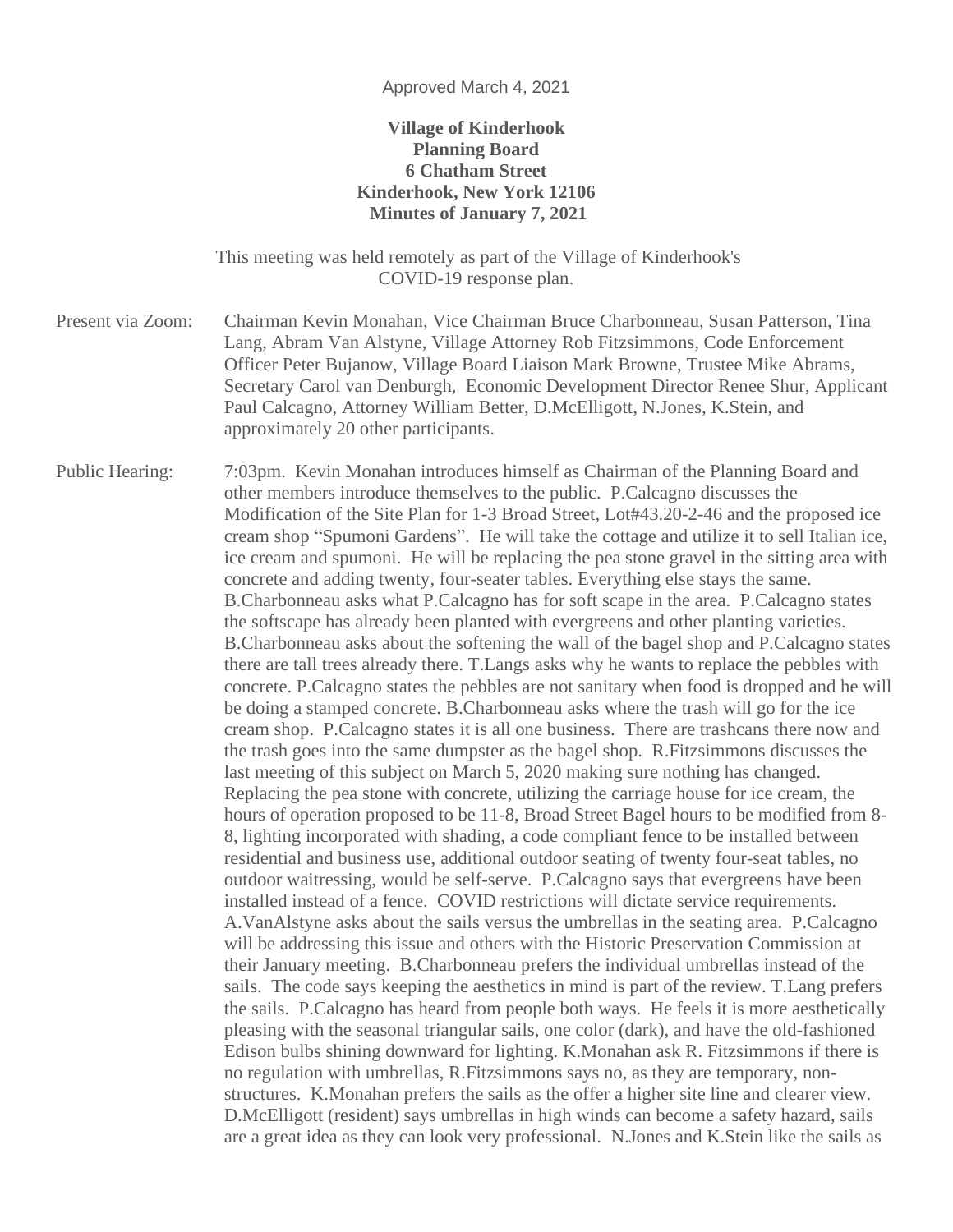Approved March 4, 2021

**Village of Kinderhook**
**Planning Board**
**6 Chatham Street**
**Kinderhook, New York 12106**
**Minutes of January 7, 2021**

This meeting was held remotely as part of the Village of Kinderhook's COVID-19 response plan.

Present via Zoom: Chairman Kevin Monahan, Vice Chairman Bruce Charbonneau, Susan Patterson, Tina Lang, Abram Van Alstyne, Village Attorney Rob Fitzsimmons, Code Enforcement Officer Peter Bujanow, Village Board Liaison Mark Browne, Trustee Mike Abrams, Secretary Carol van Denburgh, Economic Development Director Renee Shur, Applicant Paul Calcagno, Attorney William Better, D.McElligott, N.Jones, K.Stein, and approximately 20 other participants.

Public Hearing: 7:03pm. Kevin Monahan introduces himself as Chairman of the Planning Board and other members introduce themselves to the public. P.Calcagno discusses the Modification of the Site Plan for 1-3 Broad Street, Lot#43.20-2-46 and the proposed ice cream shop "Spumoni Gardens". He will take the cottage and utilize it to sell Italian ice, ice cream and spumoni. He will be replacing the pea stone gravel in the sitting area with concrete and adding twenty, four-seater tables. Everything else stays the same. B.Charbonneau asks what P.Calcagno has for soft scape in the area. P.Calcagno states the softscape has already been planted with evergreens and other planting varieties. B.Charbonneau asks about the softening the wall of the bagel shop and P.Calcagno states there are tall trees already there. T.Langs asks why he wants to replace the pebbles with concrete. P.Calcagno states the pebbles are not sanitary when food is dropped and he will be doing a stamped concrete. B.Charbonneau asks where the trash will go for the ice cream shop. P.Calcagno states it is all one business. There are trashcans there now and the trash goes into the same dumpster as the bagel shop. R.Fitzsimmons discusses the last meeting of this subject on March 5, 2020 making sure nothing has changed. Replacing the pea stone with concrete, utilizing the carriage house for ice cream, the hours of operation proposed to be 11-8, Broad Street Bagel hours to be modified from 8-8, lighting incorporated with shading, a code compliant fence to be installed between residential and business use, additional outdoor seating of twenty four-seat tables, no outdoor waitressing, would be self-serve. P.Calcagno says that evergreens have been installed instead of a fence. COVID restrictions will dictate service requirements. A.VanAlstyne asks about the sails versus the umbrellas in the seating area. P.Calcagno will be addressing this issue and others with the Historic Preservation Commission at their January meeting. B.Charbonneau prefers the individual umbrellas instead of the sails. The code says keeping the aesthetics in mind is part of the review. T.Lang prefers the sails. P.Calcagno has heard from people both ways. He feels it is more aesthetically pleasing with the seasonal triangular sails, one color (dark), and have the old-fashioned Edison bulbs shining downward for lighting. K.Monahan ask R. Fitzsimmons if there is no regulation with umbrellas, R.Fitzsimmons says no, as they are temporary, non-structures. K.Monahan prefers the sails as the offer a higher site line and clearer view. D.McElligott (resident) says umbrellas in high winds can become a safety hazard, sails are a great idea as they can look very professional. N.Jones and K.Stein like the sails as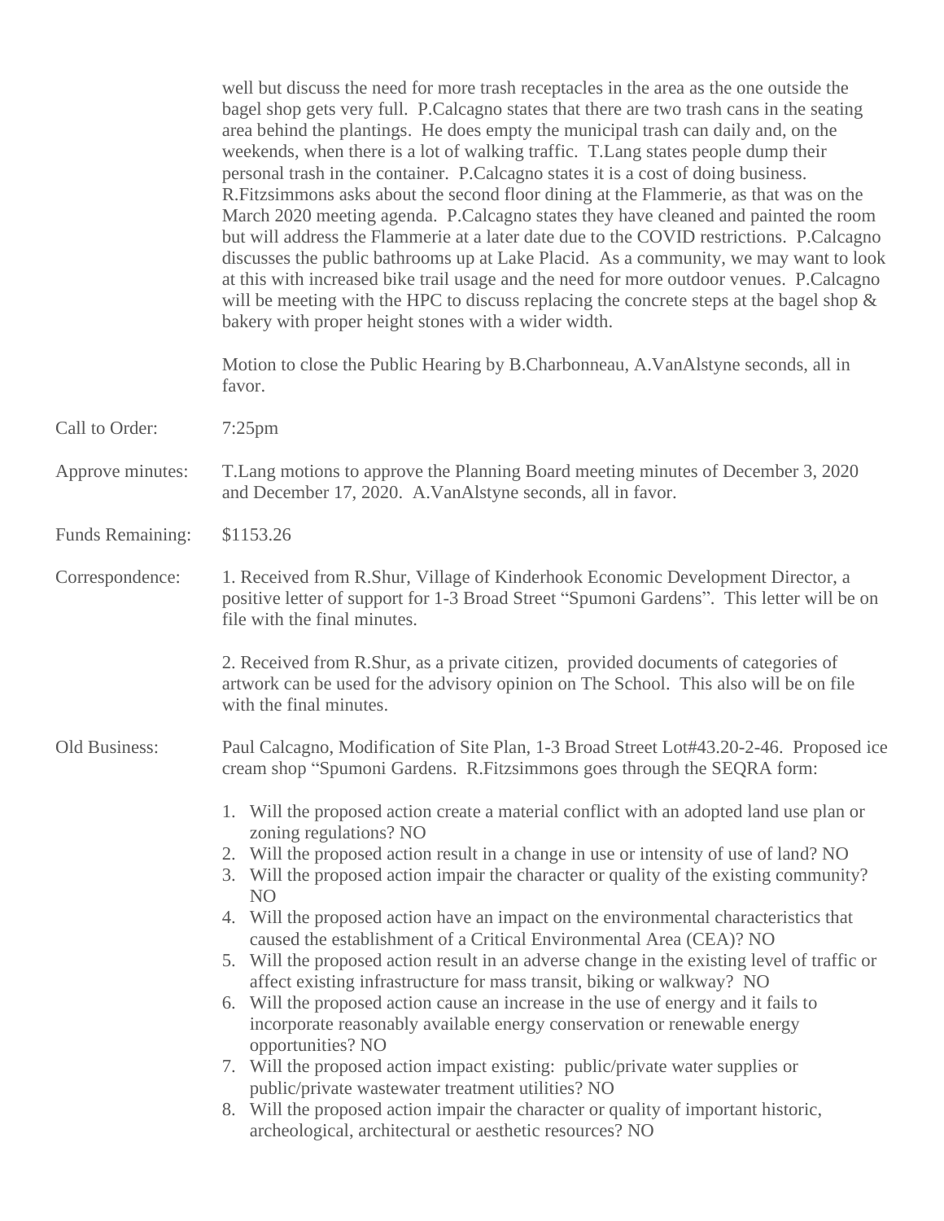well but discuss the need for more trash receptacles in the area as the one outside the bagel shop gets very full. P.Calcagno states that there are two trash cans in the seating area behind the plantings. He does empty the municipal trash can daily and, on the weekends, when there is a lot of walking traffic. T.Lang states people dump their personal trash in the container. P.Calcagno states it is a cost of doing business. R.Fitzsimmons asks about the second floor dining at the Flammerie, as that was on the March 2020 meeting agenda. P.Calcagno states they have cleaned and painted the room but will address the Flammerie at a later date due to the COVID restrictions. P.Calcagno discusses the public bathrooms up at Lake Placid. As a community, we may want to look at this with increased bike trail usage and the need for more outdoor venues. P.Calcagno will be meeting with the HPC to discuss replacing the concrete steps at the bagel shop & bakery with proper height stones with a wider width.

Motion to close the Public Hearing by B.Charbonneau, A.VanAlstyne seconds, all in favor.

Call to Order: 7:25pm

Approve minutes: T.Lang motions to approve the Planning Board meeting minutes of December 3, 2020 and December 17, 2020. A.VanAlstyne seconds, all in favor.

Funds Remaining: $1153.26

Correspondence:

1. Received from R.Shur, Village of Kinderhook Economic Development Director, a positive letter of support for 1-3 Broad Street "Spumoni Gardens". This letter will be on file with the final minutes.

2. Received from R.Shur, as a private citizen, provided documents of categories of artwork can be used for the advisory opinion on The School. This also will be on file with the final minutes.

Old Business: Paul Calcagno, Modification of Site Plan, 1-3 Broad Street Lot#43.20-2-46. Proposed ice cream shop "Spumoni Gardens. R.Fitzsimmons goes through the SEQRA form:

1. Will the proposed action create a material conflict with an adopted land use plan or zoning regulations? NO
2. Will the proposed action result in a change in use or intensity of use of land? NO
3. Will the proposed action impair the character or quality of the existing community? NO
4. Will the proposed action have an impact on the environmental characteristics that caused the establishment of a Critical Environmental Area (CEA)? NO
5. Will the proposed action result in an adverse change in the existing level of traffic or affect existing infrastructure for mass transit, biking or walkway? NO
6. Will the proposed action cause an increase in the use of energy and it fails to incorporate reasonably available energy conservation or renewable energy opportunities? NO
7. Will the proposed action impact existing: public/private water supplies or public/private wastewater treatment utilities? NO
8. Will the proposed action impair the character or quality of important historic, archeological, architectural or aesthetic resources? NO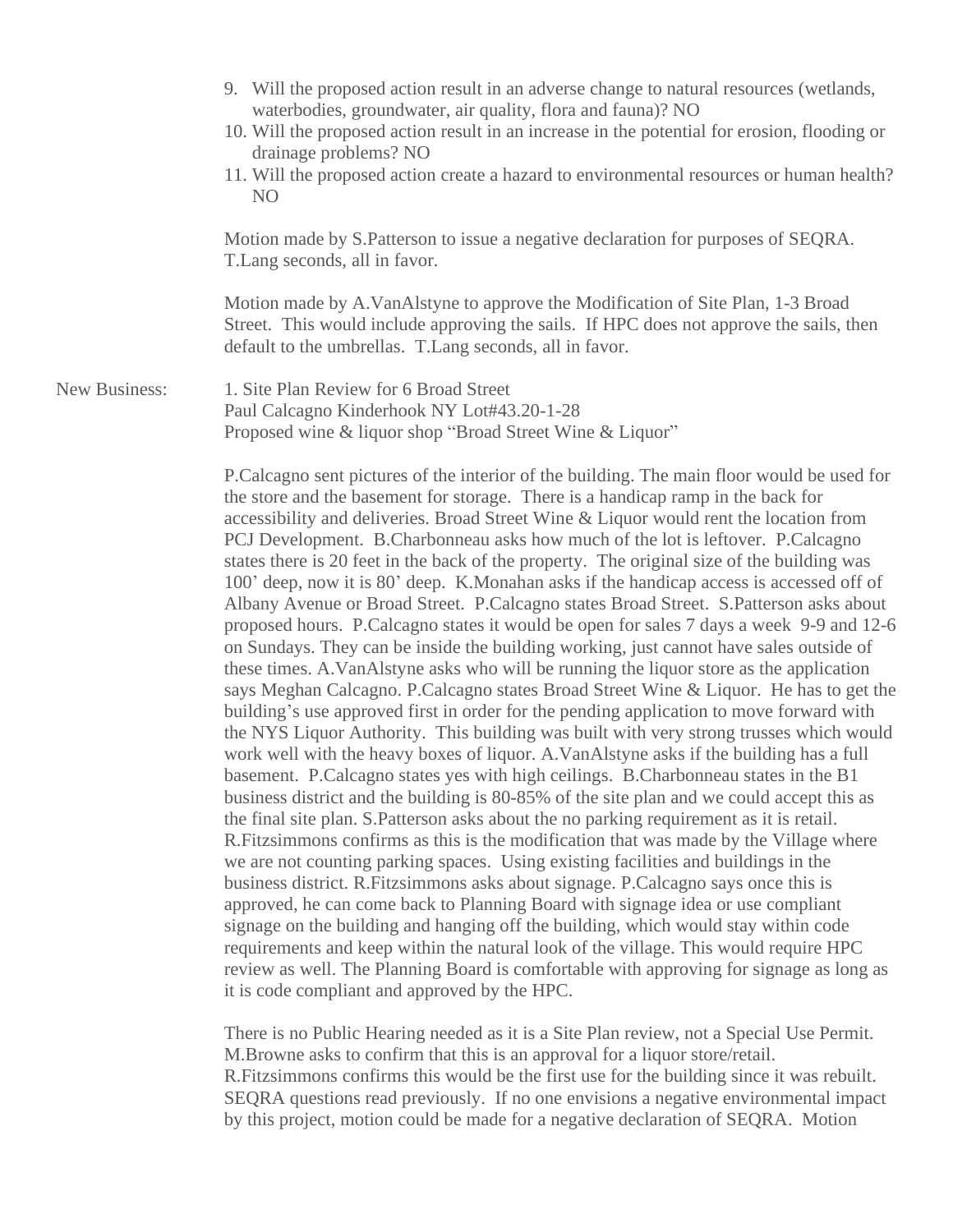9. Will the proposed action result in an adverse change to natural resources (wetlands, waterbodies, groundwater, air quality, flora and fauna)? NO
10. Will the proposed action result in an increase in the potential for erosion, flooding or drainage problems? NO
11. Will the proposed action create a hazard to environmental resources or human health? NO

Motion made by S.Patterson to issue a negative declaration for purposes of SEQRA. T.Lang seconds, all in favor.

Motion made by A.VanAlstyne to approve the Modification of Site Plan, 1-3 Broad Street. This would include approving the sails. If HPC does not approve the sails, then default to the umbrellas. T.Lang seconds, all in favor.

New Business: 1. Site Plan Review for 6 Broad Street
Paul Calcagno Kinderhook NY Lot#43.20-1-28
Proposed wine & liquor shop "Broad Street Wine & Liquor"

P.Calcagno sent pictures of the interior of the building. The main floor would be used for the store and the basement for storage. There is a handicap ramp in the back for accessibility and deliveries. Broad Street Wine & Liquor would rent the location from PCJ Development. B.Charbonneau asks how much of the lot is leftover. P.Calcagno states there is 20 feet in the back of the property. The original size of the building was 100' deep, now it is 80' deep. K.Monahan asks if the handicap access is accessed off of Albany Avenue or Broad Street. P.Calcagno states Broad Street. S.Patterson asks about proposed hours. P.Calcagno states it would be open for sales 7 days a week 9-9 and 12-6 on Sundays. They can be inside the building working, just cannot have sales outside of these times. A.VanAlstyne asks who will be running the liquor store as the application says Meghan Calcagno. P.Calcagno states Broad Street Wine & Liquor. He has to get the building's use approved first in order for the pending application to move forward with the NYS Liquor Authority. This building was built with very strong trusses which would work well with the heavy boxes of liquor. A.VanAlstyne asks if the building has a full basement. P.Calcagno states yes with high ceilings. B.Charbonneau states in the B1 business district and the building is 80-85% of the site plan and we could accept this as the final site plan. S.Patterson asks about the no parking requirement as it is retail. R.Fitzsimmons confirms as this is the modification that was made by the Village where we are not counting parking spaces. Using existing facilities and buildings in the business district. R.Fitzsimmons asks about signage. P.Calcagno says once this is approved, he can come back to Planning Board with signage idea or use compliant signage on the building and hanging off the building, which would stay within code requirements and keep within the natural look of the village. This would require HPC review as well. The Planning Board is comfortable with approving for signage as long as it is code compliant and approved by the HPC.

There is no Public Hearing needed as it is a Site Plan review, not a Special Use Permit. M.Browne asks to confirm that this is an approval for a liquor store/retail. R.Fitzsimmons confirms this would be the first use for the building since it was rebuilt. SEQRA questions read previously. If no one envisions a negative environmental impact by this project, motion could be made for a negative declaration of SEQRA. Motion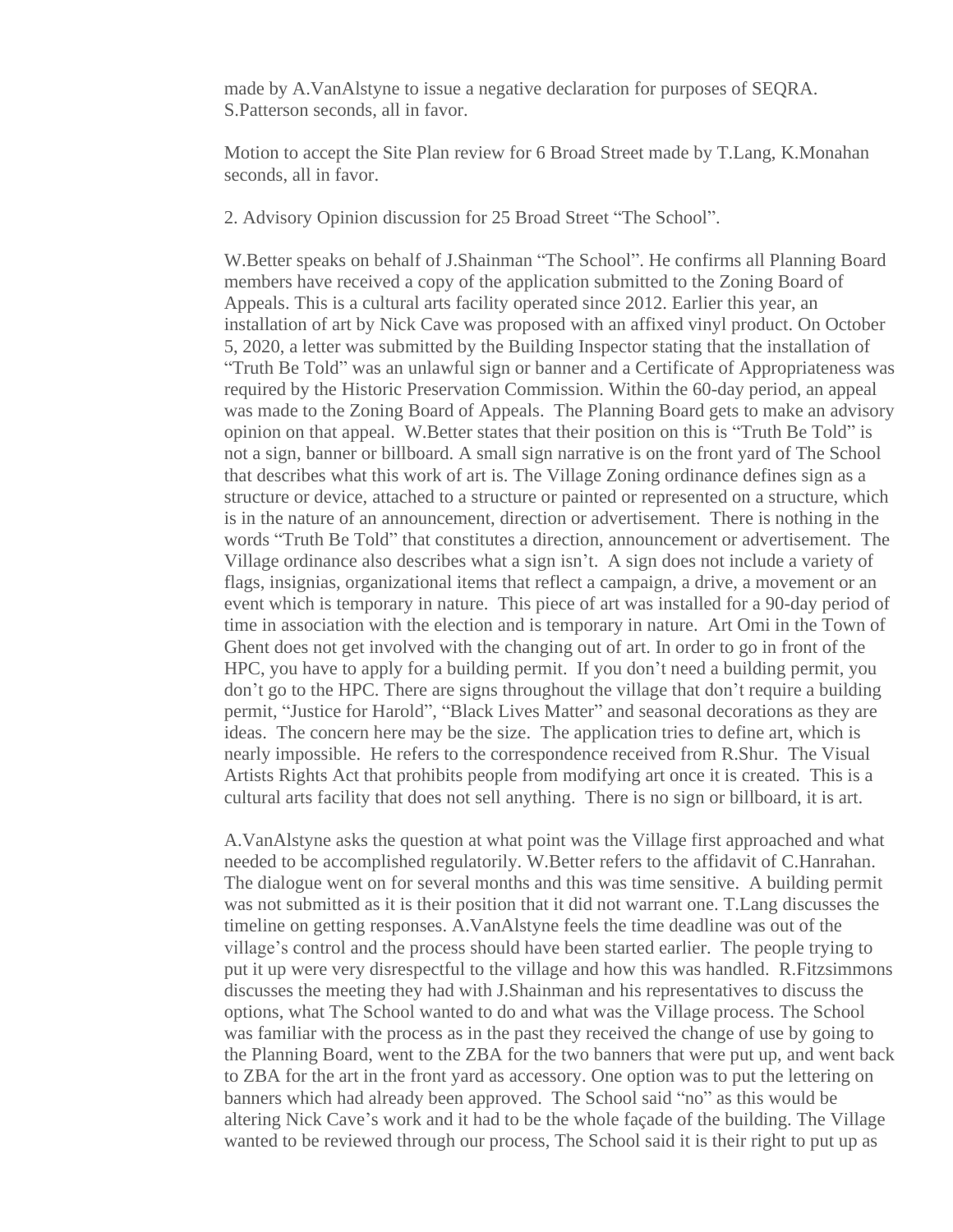made by A.VanAlstyne to issue a negative declaration for purposes of SEQRA. S.Patterson seconds, all in favor.

Motion to accept the Site Plan review for 6 Broad Street made by T.Lang, K.Monahan seconds, all in favor.

2. Advisory Opinion discussion for 25 Broad Street "The School".

W.Better speaks on behalf of J.Shainman "The School". He confirms all Planning Board members have received a copy of the application submitted to the Zoning Board of Appeals. This is a cultural arts facility operated since 2012. Earlier this year, an installation of art by Nick Cave was proposed with an affixed vinyl product. On October 5, 2020, a letter was submitted by the Building Inspector stating that the installation of "Truth Be Told" was an unlawful sign or banner and a Certificate of Appropriateness was required by the Historic Preservation Commission. Within the 60-day period, an appeal was made to the Zoning Board of Appeals. The Planning Board gets to make an advisory opinion on that appeal. W.Better states that their position on this is "Truth Be Told" is not a sign, banner or billboard. A small sign narrative is on the front yard of The School that describes what this work of art is. The Village Zoning ordinance defines sign as a structure or device, attached to a structure or painted or represented on a structure, which is in the nature of an announcement, direction or advertisement. There is nothing in the words "Truth Be Told" that constitutes a direction, announcement or advertisement. The Village ordinance also describes what a sign isn't. A sign does not include a variety of flags, insignias, organizational items that reflect a campaign, a drive, a movement or an event which is temporary in nature. This piece of art was installed for a 90-day period of time in association with the election and is temporary in nature. Art Omi in the Town of Ghent does not get involved with the changing out of art. In order to go in front of the HPC, you have to apply for a building permit. If you don't need a building permit, you don't go to the HPC. There are signs throughout the village that don't require a building permit, "Justice for Harold", "Black Lives Matter" and seasonal decorations as they are ideas. The concern here may be the size. The application tries to define art, which is nearly impossible. He refers to the correspondence received from R.Shur. The Visual Artists Rights Act that prohibits people from modifying art once it is created. This is a cultural arts facility that does not sell anything. There is no sign or billboard, it is art.

A.VanAlstyne asks the question at what point was the Village first approached and what needed to be accomplished regulatorily. W.Better refers to the affidavit of C.Hanrahan. The dialogue went on for several months and this was time sensitive. A building permit was not submitted as it is their position that it did not warrant one. T.Lang discusses the timeline on getting responses. A.VanAlstyne feels the time deadline was out of the village's control and the process should have been started earlier. The people trying to put it up were very disrespectful to the village and how this was handled. R.Fitzsimmons discusses the meeting they had with J.Shainman and his representatives to discuss the options, what The School wanted to do and what was the Village process. The School was familiar with the process as in the past they received the change of use by going to the Planning Board, went to the ZBA for the two banners that were put up, and went back to ZBA for the art in the front yard as accessory. One option was to put the lettering on banners which had already been approved. The School said "no" as this would be altering Nick Cave's work and it had to be the whole façade of the building. The Village wanted to be reviewed through our process, The School said it is their right to put up as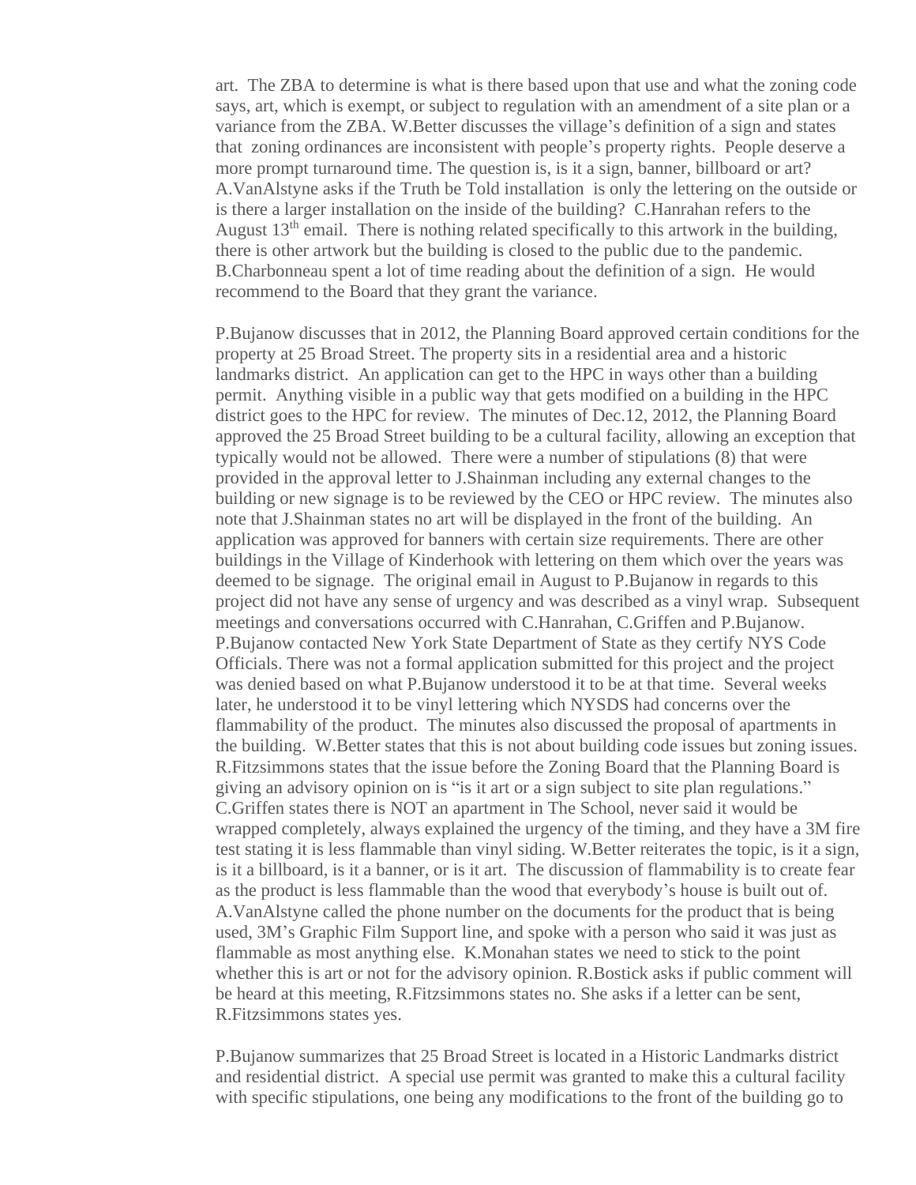art. The ZBA to determine is what is there based upon that use and what the zoning code says, art, which is exempt, or subject to regulation with an amendment of a site plan or a variance from the ZBA. W.Better discusses the village's definition of a sign and states that zoning ordinances are inconsistent with people's property rights. People deserve a more prompt turnaround time. The question is, is it a sign, banner, billboard or art? A.VanAlstyne asks if the Truth be Told installation is only the lettering on the outside or is there a larger installation on the inside of the building? C.Hanrahan refers to the August 13th email. There is nothing related specifically to this artwork in the building, there is other artwork but the building is closed to the public due to the pandemic. B.Charbonneau spent a lot of time reading about the definition of a sign. He would recommend to the Board that they grant the variance.

P.Bujanow discusses that in 2012, the Planning Board approved certain conditions for the property at 25 Broad Street. The property sits in a residential area and a historic landmarks district. An application can get to the HPC in ways other than a building permit. Anything visible in a public way that gets modified on a building in the HPC district goes to the HPC for review. The minutes of Dec.12, 2012, the Planning Board approved the 25 Broad Street building to be a cultural facility, allowing an exception that typically would not be allowed. There were a number of stipulations (8) that were provided in the approval letter to J.Shainman including any external changes to the building or new signage is to be reviewed by the CEO or HPC review. The minutes also note that J.Shainman states no art will be displayed in the front of the building. An application was approved for banners with certain size requirements. There are other buildings in the Village of Kinderhook with lettering on them which over the years was deemed to be signage. The original email in August to P.Bujanow in regards to this project did not have any sense of urgency and was described as a vinyl wrap. Subsequent meetings and conversations occurred with C.Hanrahan, C.Griffen and P.Bujanow. P.Bujanow contacted New York State Department of State as they certify NYS Code Officials. There was not a formal application submitted for this project and the project was denied based on what P.Bujanow understood it to be at that time. Several weeks later, he understood it to be vinyl lettering which NYSDS had concerns over the flammability of the product. The minutes also discussed the proposal of apartments in the building. W.Better states that this is not about building code issues but zoning issues. R.Fitzsimmons states that the issue before the Zoning Board that the Planning Board is giving an advisory opinion on is "is it art or a sign subject to site plan regulations." C.Griffen states there is NOT an apartment in The School, never said it would be wrapped completely, always explained the urgency of the timing, and they have a 3M fire test stating it is less flammable than vinyl siding. W.Better reiterates the topic, is it a sign, is it a billboard, is it a banner, or is it art. The discussion of flammability is to create fear as the product is less flammable than the wood that everybody's house is built out of. A.VanAlstyne called the phone number on the documents for the product that is being used, 3M's Graphic Film Support line, and spoke with a person who said it was just as flammable as most anything else. K.Monahan states we need to stick to the point whether this is art or not for the advisory opinion. R.Bostick asks if public comment will be heard at this meeting, R.Fitzsimmons states no. She asks if a letter can be sent, R.Fitzsimmons states yes.

P.Bujanow summarizes that 25 Broad Street is located in a Historic Landmarks district and residential district. A special use permit was granted to make this a cultural facility with specific stipulations, one being any modifications to the front of the building go to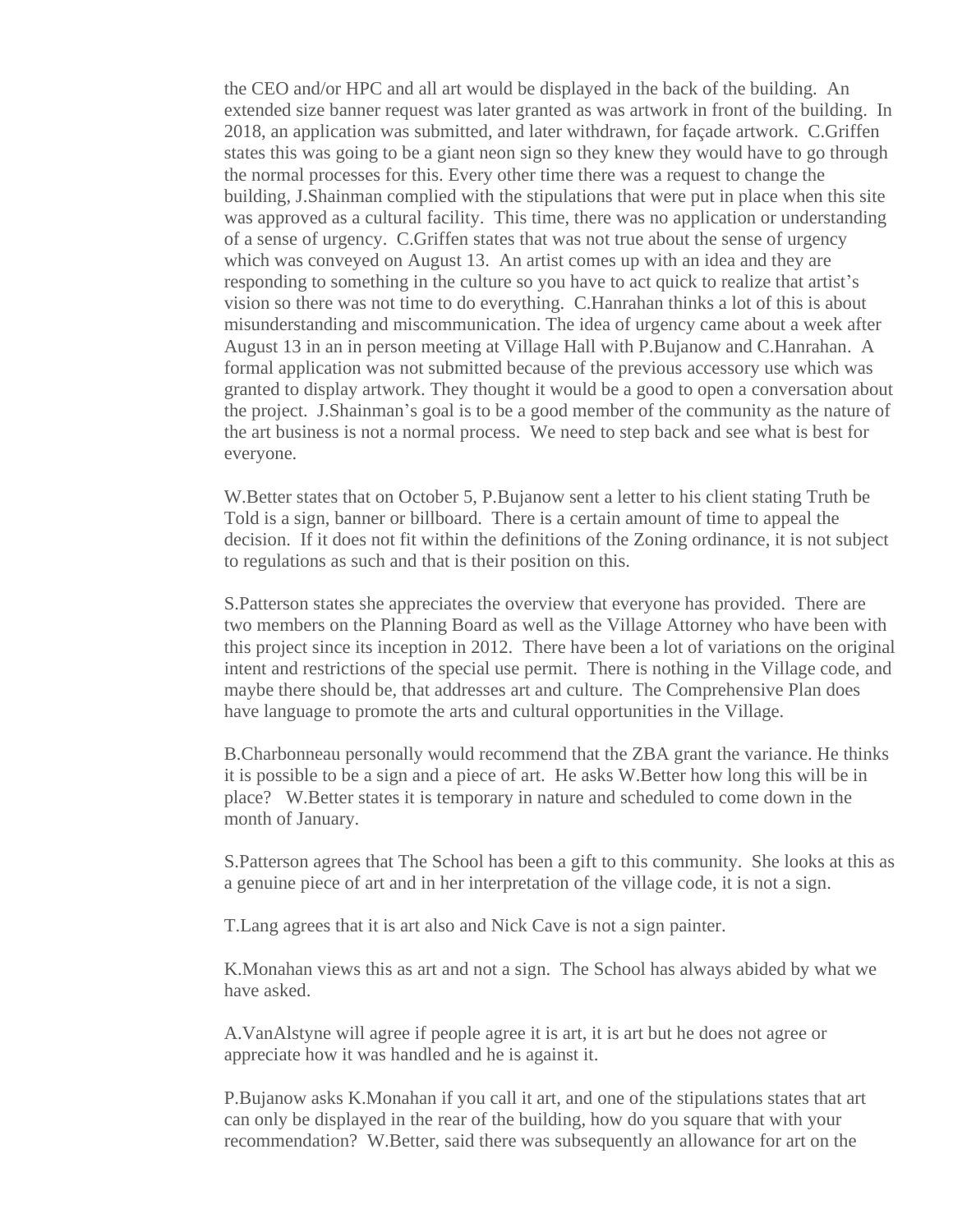the CEO and/or HPC and all art would be displayed in the back of the building. An extended size banner request was later granted as was artwork in front of the building. In 2018, an application was submitted, and later withdrawn, for façade artwork. C.Griffen states this was going to be a giant neon sign so they knew they would have to go through the normal processes for this. Every other time there was a request to change the building, J.Shainman complied with the stipulations that were put in place when this site was approved as a cultural facility. This time, there was no application or understanding of a sense of urgency. C.Griffen states that was not true about the sense of urgency which was conveyed on August 13. An artist comes up with an idea and they are responding to something in the culture so you have to act quick to realize that artist's vision so there was not time to do everything. C.Hanrahan thinks a lot of this is about misunderstanding and miscommunication. The idea of urgency came about a week after August 13 in an in person meeting at Village Hall with P.Bujanow and C.Hanrahan. A formal application was not submitted because of the previous accessory use which was granted to display artwork. They thought it would be a good to open a conversation about the project. J.Shainman's goal is to be a good member of the community as the nature of the art business is not a normal process. We need to step back and see what is best for everyone.

W.Better states that on October 5, P.Bujanow sent a letter to his client stating Truth be Told is a sign, banner or billboard. There is a certain amount of time to appeal the decision. If it does not fit within the definitions of the Zoning ordinance, it is not subject to regulations as such and that is their position on this.

S.Patterson states she appreciates the overview that everyone has provided. There are two members on the Planning Board as well as the Village Attorney who have been with this project since its inception in 2012. There have been a lot of variations on the original intent and restrictions of the special use permit. There is nothing in the Village code, and maybe there should be, that addresses art and culture. The Comprehensive Plan does have language to promote the arts and cultural opportunities in the Village.

B.Charbonneau personally would recommend that the ZBA grant the variance. He thinks it is possible to be a sign and a piece of art. He asks W.Better how long this will be in place? W.Better states it is temporary in nature and scheduled to come down in the month of January.

S.Patterson agrees that The School has been a gift to this community. She looks at this as a genuine piece of art and in her interpretation of the village code, it is not a sign.

T.Lang agrees that it is art also and Nick Cave is not a sign painter.

K.Monahan views this as art and not a sign. The School has always abided by what we have asked.

A.VanAlstyne will agree if people agree it is art, it is art but he does not agree or appreciate how it was handled and he is against it.

P.Bujanow asks K.Monahan if you call it art, and one of the stipulations states that art can only be displayed in the rear of the building, how do you square that with your recommendation? W.Better, said there was subsequently an allowance for art on the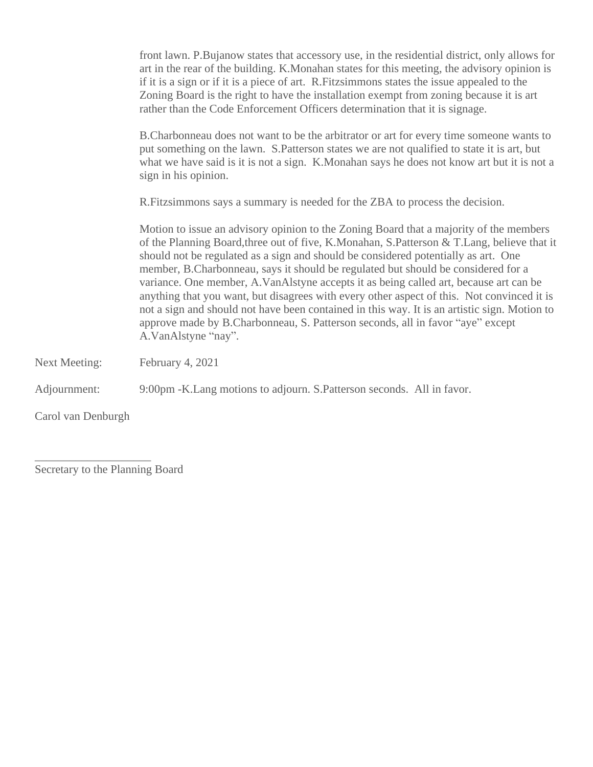front lawn. P.Bujanow states that accessory use, in the residential district, only allows for art in the rear of the building. K.Monahan states for this meeting, the advisory opinion is if it is a sign or if it is a piece of art. R.Fitzsimmons states the issue appealed to the Zoning Board is the right to have the installation exempt from zoning because it is art rather than the Code Enforcement Officers determination that it is signage.

B.Charbonneau does not want to be the arbitrator or art for every time someone wants to put something on the lawn. S.Patterson states we are not qualified to state it is art, but what we have said is it is not a sign. K.Monahan says he does not know art but it is not a sign in his opinion.

R.Fitzsimmons says a summary is needed for the ZBA to process the decision.

Motion to issue an advisory opinion to the Zoning Board that a majority of the members of the Planning Board,three out of five, K.Monahan, S.Patterson & T.Lang, believe that it should not be regulated as a sign and should be considered potentially as art. One member, B.Charbonneau, says it should be regulated but should be considered for a variance. One member, A.VanAlstyne accepts it as being called art, because art can be anything that you want, but disagrees with every other aspect of this. Not convinced it is not a sign and should not have been contained in this way. It is an artistic sign. Motion to approve made by B.Charbonneau, S. Patterson seconds, all in favor "aye" except A.VanAlstyne "nay".

Next Meeting: February 4, 2021

Adjournment: 9:00pm -K.Lang motions to adjourn. S.Patterson seconds. All in favor.

Carol van Denburgh

____________________

Secretary to the Planning Board